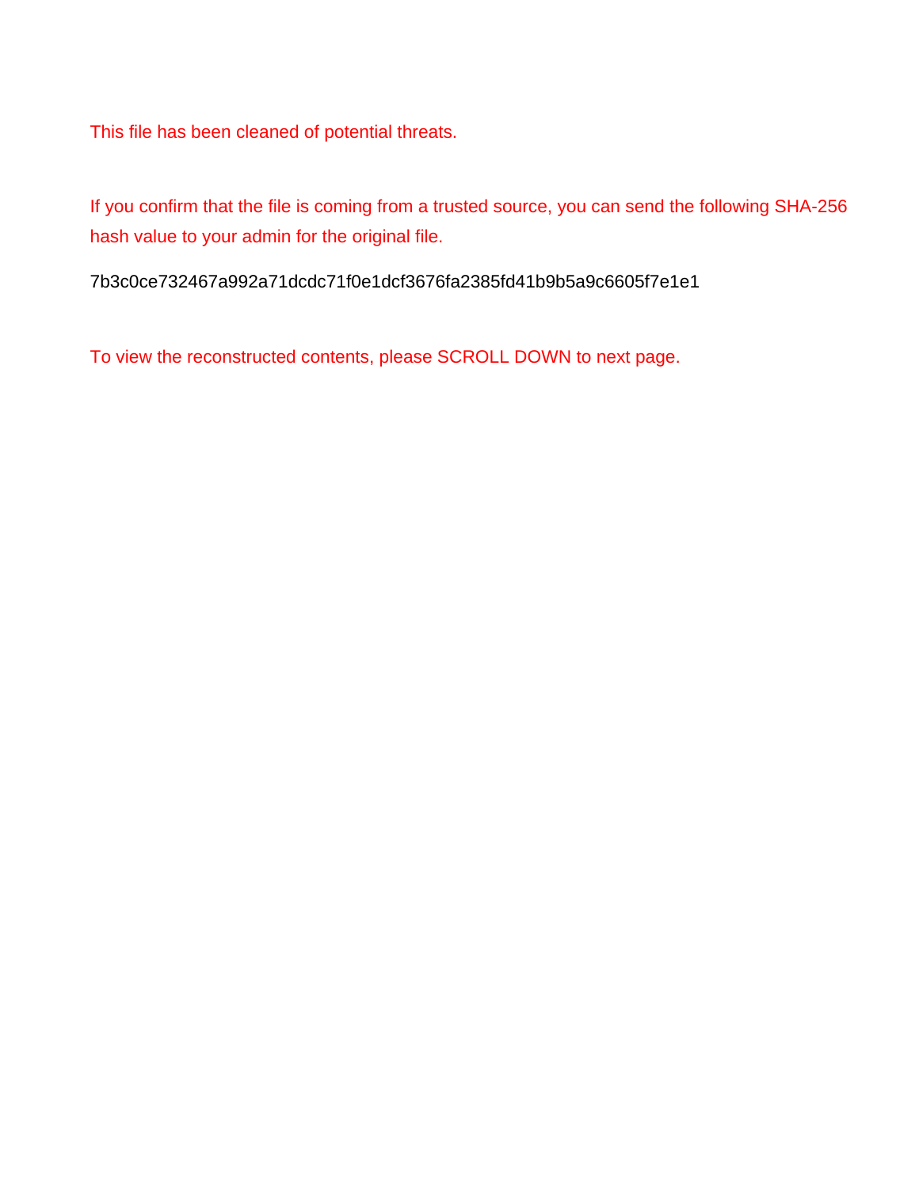This file has been cleaned of potential threats.

If you confirm that the file is coming from a trusted source, you can send the following SHA-256 hash value to your admin for the original file.

7b3c0ce732467a992a71dcdc71f0e1dcf3676fa2385fd41b9b5a9c6605f7e1e1

To view the reconstructed contents, please SCROLL DOWN to next page.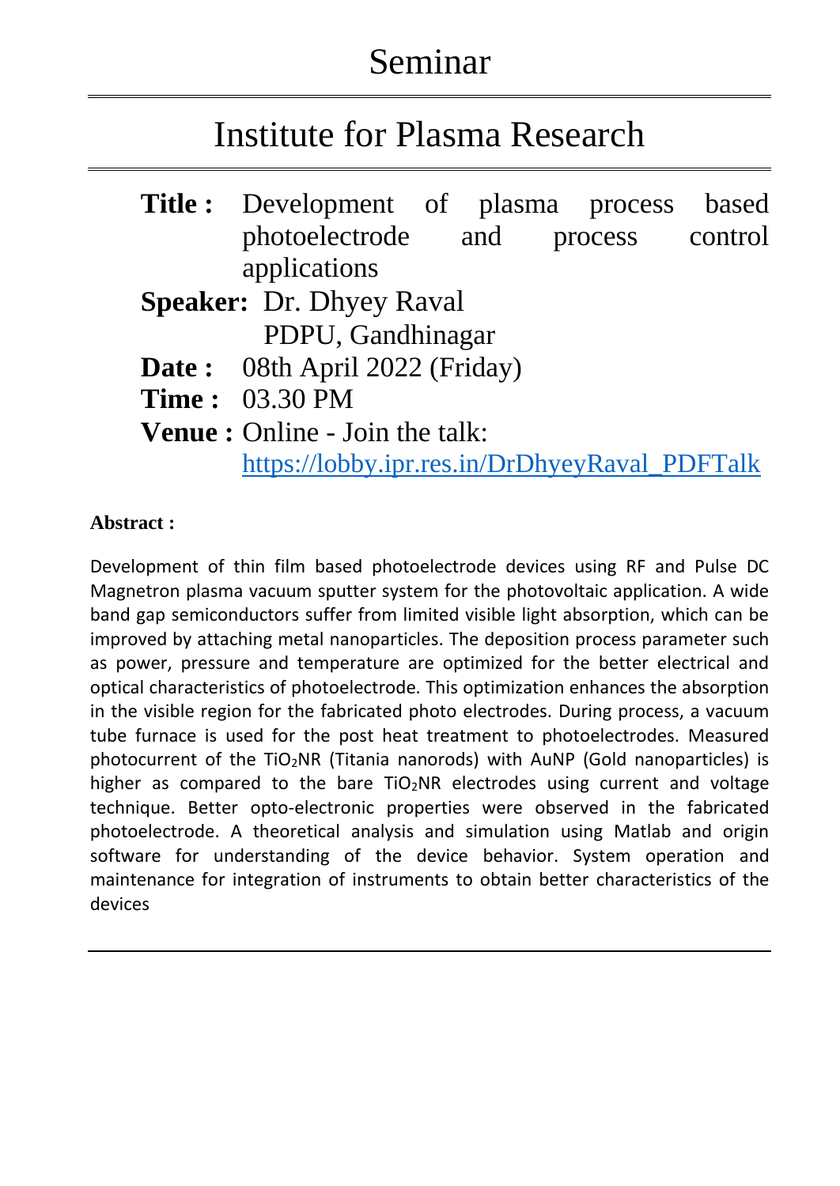# Seminar

## Institute for Plasma Research

**Title :** Development of plasma process based photoelectrode and process control applications

**Speaker:** Dr. Dhyey Raval
PDPU, Gandhinagar

**Date :** 08th April 2022 (Friday)

**Time :** 03.30 PM

**Venue :** Online - Join the talk:
https://lobby.ipr.res.in/DrDhyeyRaval_PDFTalk

**Abstract :**

Development of thin film based photoelectrode devices using RF and Pulse DC Magnetron plasma vacuum sputter system for the photovoltaic application. A wide band gap semiconductors suffer from limited visible light absorption, which can be improved by attaching metal nanoparticles. The deposition process parameter such as power, pressure and temperature are optimized for the better electrical and optical characteristics of photoelectrode. This optimization enhances the absorption in the visible region for the fabricated photo electrodes. During process, a vacuum tube furnace is used for the post heat treatment to photoelectrodes. Measured photocurrent of the $TiO_2$NR (Titania nanorods) with AuNP (Gold nanoparticles) is higher as compared to the bare $TiO_2$NR electrodes using current and voltage technique. Better opto-electronic properties were observed in the fabricated photoelectrode. A theoretical analysis and simulation using Matlab and origin software for understanding of the device behavior. System operation and maintenance for integration of instruments to obtain better characteristics of the devices